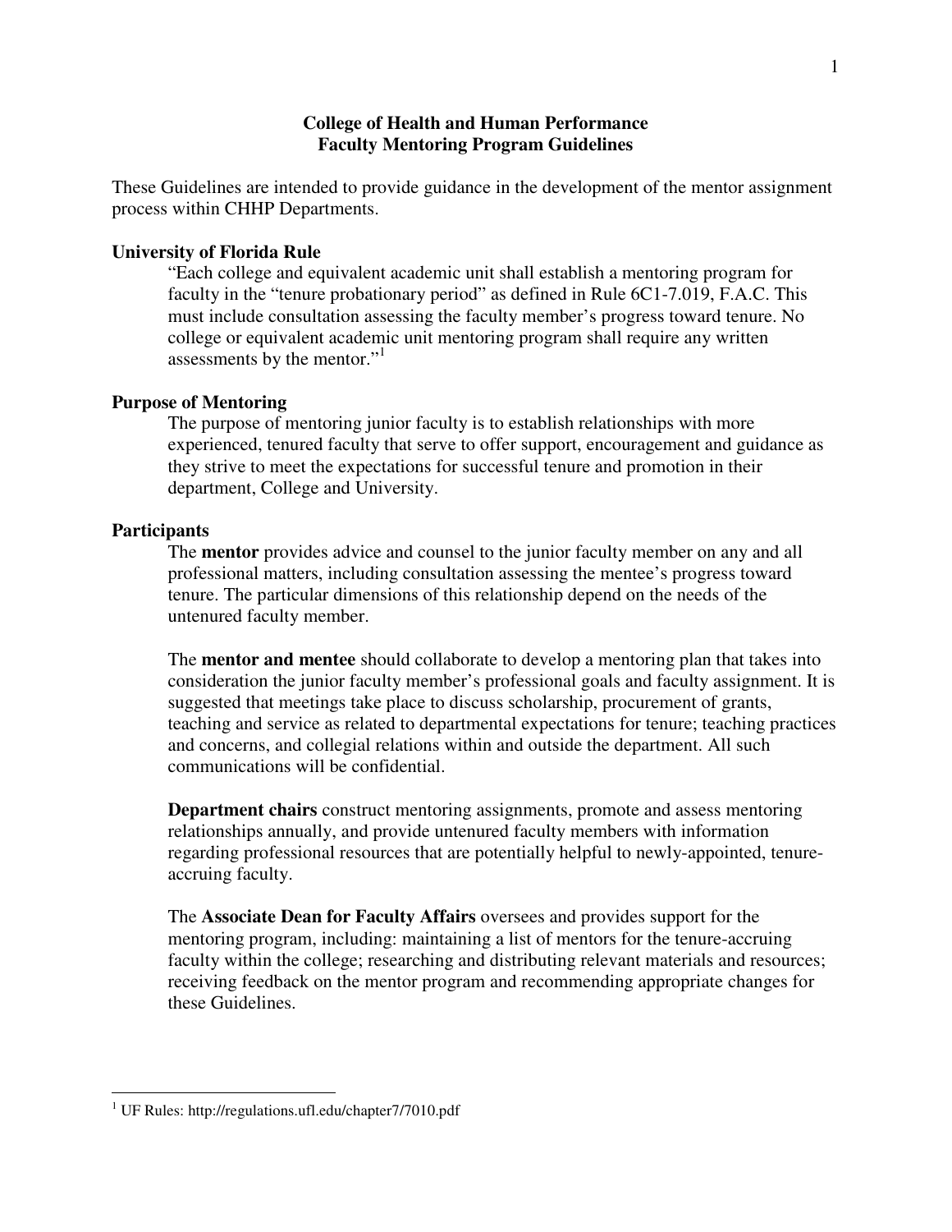# College of Health and Human Performance
# Faculty Mentoring Program Guidelines

These Guidelines are intended to provide guidance in the development of the mentor assignment process within CHHP Departments.

## University of Florida Rule

"Each college and equivalent academic unit shall establish a mentoring program for faculty in the "tenure probationary period" as defined in Rule 6C1-7.019, F.A.C. This must include consultation assessing the faculty member's progress toward tenure. No college or equivalent academic unit mentoring program shall require any written assessments by the mentor."[1]

## Purpose of Mentoring

The purpose of mentoring junior faculty is to establish relationships with more experienced, tenured faculty that serve to offer support, encouragement and guidance as they strive to meet the expectations for successful tenure and promotion in their department, College and University.

## Participants

The **mentor** provides advice and counsel to the junior faculty member on any and all professional matters, including consultation assessing the mentee's progress toward tenure. The particular dimensions of this relationship depend on the needs of the untenured faculty member.

The **mentor and mentee** should collaborate to develop a mentoring plan that takes into consideration the junior faculty member's professional goals and faculty assignment. It is suggested that meetings take place to discuss scholarship, procurement of grants, teaching and service as related to departmental expectations for tenure; teaching practices and concerns, and collegial relations within and outside the department. All such communications will be confidential.

**Department chairs** construct mentoring assignments, promote and assess mentoring relationships annually, and provide untenured faculty members with information regarding professional resources that are potentially helpful to newly-appointed, tenure-accruing faculty.

The **Associate Dean for Faculty Affairs** oversees and provides support for the mentoring program, including: maintaining a list of mentors for the tenure-accruing faculty within the college; researching and distributing relevant materials and resources; receiving feedback on the mentor program and recommending appropriate changes for these Guidelines.

---

[1] UF Rules: http://regulations.ufl.edu/chapter7/7010.pdf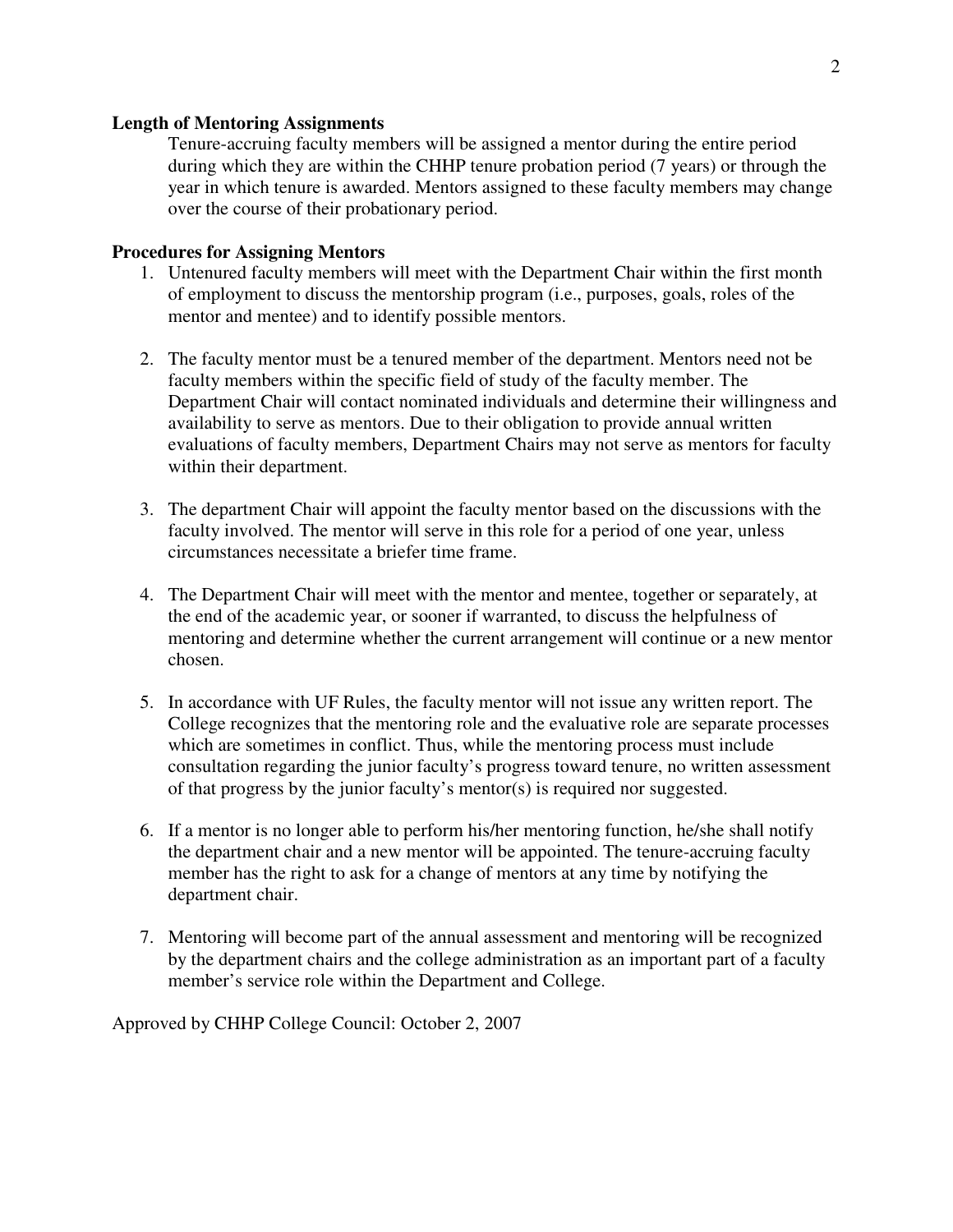**Length of Mentoring Assignments**

Tenure-accruing faculty members will be assigned a mentor during the entire period during which they are within the CHHP tenure probation period (7 years) or through the year in which tenure is awarded. Mentors assigned to these faculty members may change over the course of their probationary period.

**Procedures for Assigning Mentors**

1. Untenured faculty members will meet with the Department Chair within the first month of employment to discuss the mentorship program (i.e., purposes, goals, roles of the mentor and mentee) and to identify possible mentors.

2. The faculty mentor must be a tenured member of the department. Mentors need not be faculty members within the specific field of study of the faculty member. The Department Chair will contact nominated individuals and determine their willingness and availability to serve as mentors. Due to their obligation to provide annual written evaluations of faculty members, Department Chairs may not serve as mentors for faculty within their department.

3. The department Chair will appoint the faculty mentor based on the discussions with the faculty involved. The mentor will serve in this role for a period of one year, unless circumstances necessitate a briefer time frame.

4. The Department Chair will meet with the mentor and mentee, together or separately, at the end of the academic year, or sooner if warranted, to discuss the helpfulness of mentoring and determine whether the current arrangement will continue or a new mentor chosen.

5. In accordance with UF Rules, the faculty mentor will not issue any written report. The College recognizes that the mentoring role and the evaluative role are separate processes which are sometimes in conflict. Thus, while the mentoring process must include consultation regarding the junior faculty's progress toward tenure, no written assessment of that progress by the junior faculty's mentor(s) is required nor suggested.

6. If a mentor is no longer able to perform his/her mentoring function, he/she shall notify the department chair and a new mentor will be appointed. The tenure-accruing faculty member has the right to ask for a change of mentors at any time by notifying the department chair.

7. Mentoring will become part of the annual assessment and mentoring will be recognized by the department chairs and the college administration as an important part of a faculty member's service role within the Department and College.

Approved by CHHP College Council: October 2, 2007